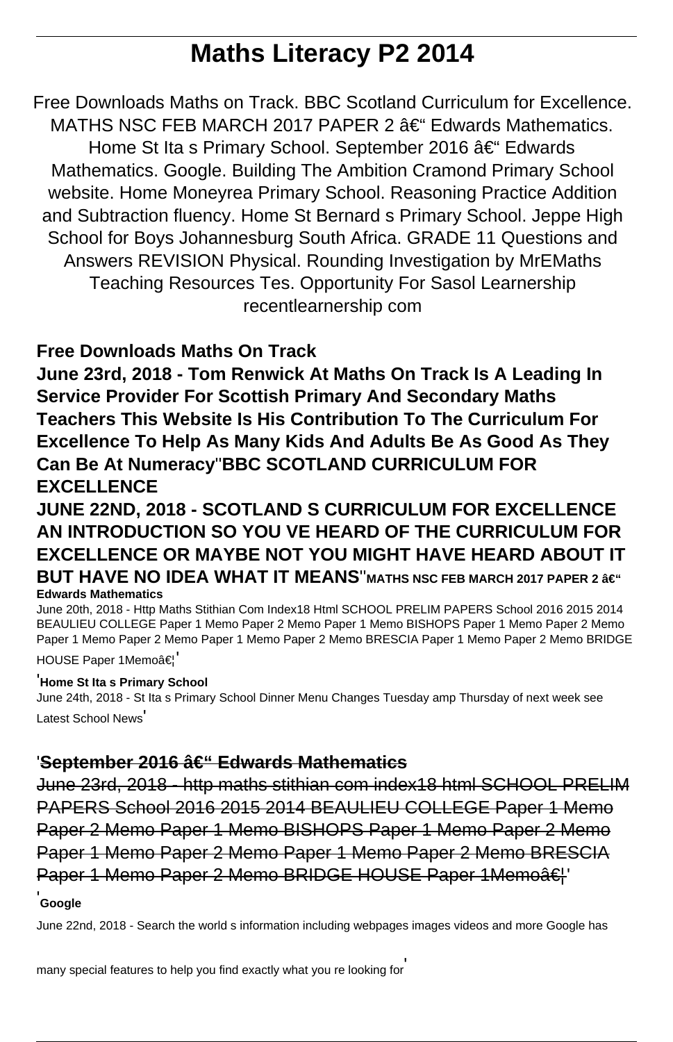# Maths Literacy P2 2014

Free Downloads Maths on Track. BBC Scotland Curriculum for Excellence. MATHS NSC FEB MARCH 2017 PAPER 2 â€“ Edwards Mathematics. Home St Ita s Primary School. September 2016 â€“ Edwards Mathematics. Google. Building The Ambition Cramond Primary School website. Home Moneyrea Primary School. Reasoning Practice Addition and Subtraction fluency. Home St Bernard s Primary School. Jeppe High School for Boys Johannesburg South Africa. GRADE 11 Questions and Answers REVISION Physical. Rounding Investigation by MrEMaths Teaching Resources Tes. Opportunity For Sasol Learnership recentlearnership com

**Free Downloads Maths On Track**

**June 23rd, 2018 - Tom Renwick At Maths On Track Is A Leading In Service Provider For Scottish Primary And Secondary Maths Teachers This Website Is His Contribution To The Curriculum For Excellence To Help As Many Kids And Adults Be As Good As They Can Be At Numeracy''BBC SCOTLAND CURRICULUM FOR EXCELLENCE**

**JUNE 22ND, 2018 - SCOTLAND S CURRICULUM FOR EXCELLENCE AN INTRODUCTION SO YOU VE HEARD OF THE CURRICULUM FOR EXCELLENCE OR MAYBE NOT YOU MIGHT HAVE HEARD ABOUT IT BUT HAVE NO IDEA WHAT IT MEANS''MATHS NSC FEB MARCH 2017 PAPER 2 â€“ Edwards Mathematics**

June 20th, 2018 - Http Maths Stithian Com Index18 Html SCHOOL PRELIM PAPERS School 2016 2015 2014 BEAULIEU COLLEGE Paper 1 Memo Paper 2 Memo Paper 1 Memo BISHOPS Paper 1 Memo Paper 2 Memo Paper 1 Memo Paper 2 Memo Paper 1 Memo Paper 2 Memo BRESCIA Paper 1 Memo Paper 2 Memo BRIDGE HOUSE Paper 1Memoâ€¦'

'**Home St Ita s Primary School**

June 24th, 2018 - St Ita s Primary School Dinner Menu Changes Tuesday amp Thursday of next week see Latest School News'

'**September 2016 â€“ Edwards Mathematics**

June 23rd, 2018 - http maths stithian com index18 html SCHOOL PRELIM PAPERS School 2016 2015 2014 BEAULIEU COLLEGE Paper 1 Memo Paper 2 Memo Paper 1 Memo BISHOPS Paper 1 Memo Paper 2 Memo Paper 1 Memo Paper 2 Memo Paper 1 Memo Paper 2 Memo BRESCIA Paper 1 Memo Paper 2 Memo BRIDGE HOUSE Paper 1Memoâ€¦'

'**Google**

June 22nd, 2018 - Search the world s information including webpages images videos and more Google has many special features to help you find exactly what you re looking for'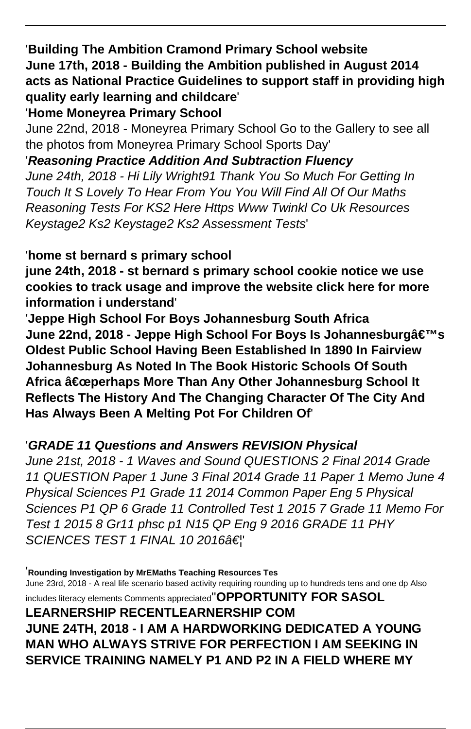'**Building The Ambition Cramond Primary School website**
**June 17th, 2018 - Building the Ambition published in August 2014 acts as National Practice Guidelines to support staff in providing high quality early learning and childcare**'

'**Home Moneyrea Primary School**
June 22nd, 2018 - Moneyrea Primary School Go to the Gallery to see all the photos from Moneyrea Primary School Sports Day'

'***Reasoning Practice Addition And Subtraction Fluency***
*June 24th, 2018 - Hi Lily Wright91 Thank You So Much For Getting In Touch It S Lovely To Hear From You You Will Find All Of Our Maths Reasoning Tests For KS2 Here Https Www Twinkl Co Uk Resources Keystage2 Ks2 Keystage2 Ks2 Assessment Tests*'

'**home st bernard s primary school**
**june 24th, 2018 - st bernard s primary school cookie notice we use cookies to track usage and improve the website click here for more information i understand**'

'**Jeppe High School For Boys Johannesburg South Africa**
**June 22nd, 2018 - Jeppe High School For Boys Is Johannesburgâ€™s Oldest Public School Having Been Established In 1890 In Fairview Johannesburg As Noted In The Book Historic Schools Of South Africa â€œperhaps More Than Any Other Johannesburg School It Reflects The History And The Changing Character Of The City And Has Always Been A Melting Pot For Children Of**'

'***GRADE 11 Questions and Answers REVISION Physical***
*June 21st, 2018 - 1 Waves and Sound QUESTIONS 2 Final 2014 Grade 11 QUESTION Paper 1 June 3 Final 2014 Grade 11 Paper 1 Memo June 4 Physical Sciences P1 Grade 11 2014 Common Paper Eng 5 Physical Sciences P1 QP 6 Grade 11 Controlled Test 1 2015 7 Grade 11 Memo For Test 1 2015 8 Gr11 phsc p1 N15 QP Eng 9 2016 GRADE 11 PHY SCIENCES TEST 1 FINAL 10 2016â€¦*'

'**Rounding Investigation by MrEMaths Teaching Resources Tes**
June 23rd, 2018 - A real life scenario based activity requiring rounding up to hundreds tens and one dp Also includes literacy elements Comments appreciated''**OPPORTUNITY FOR SASOL LEARNERSHIP RECENTLEARNERSHIP COM**
**JUNE 24TH, 2018 - I AM A HARDWORKING DEDICATED A YOUNG MAN WHO ALWAYS STRIVE FOR PERFECTION I AM SEEKING IN SERVICE TRAINING NAMELY P1 AND P2 IN A FIELD WHERE MY**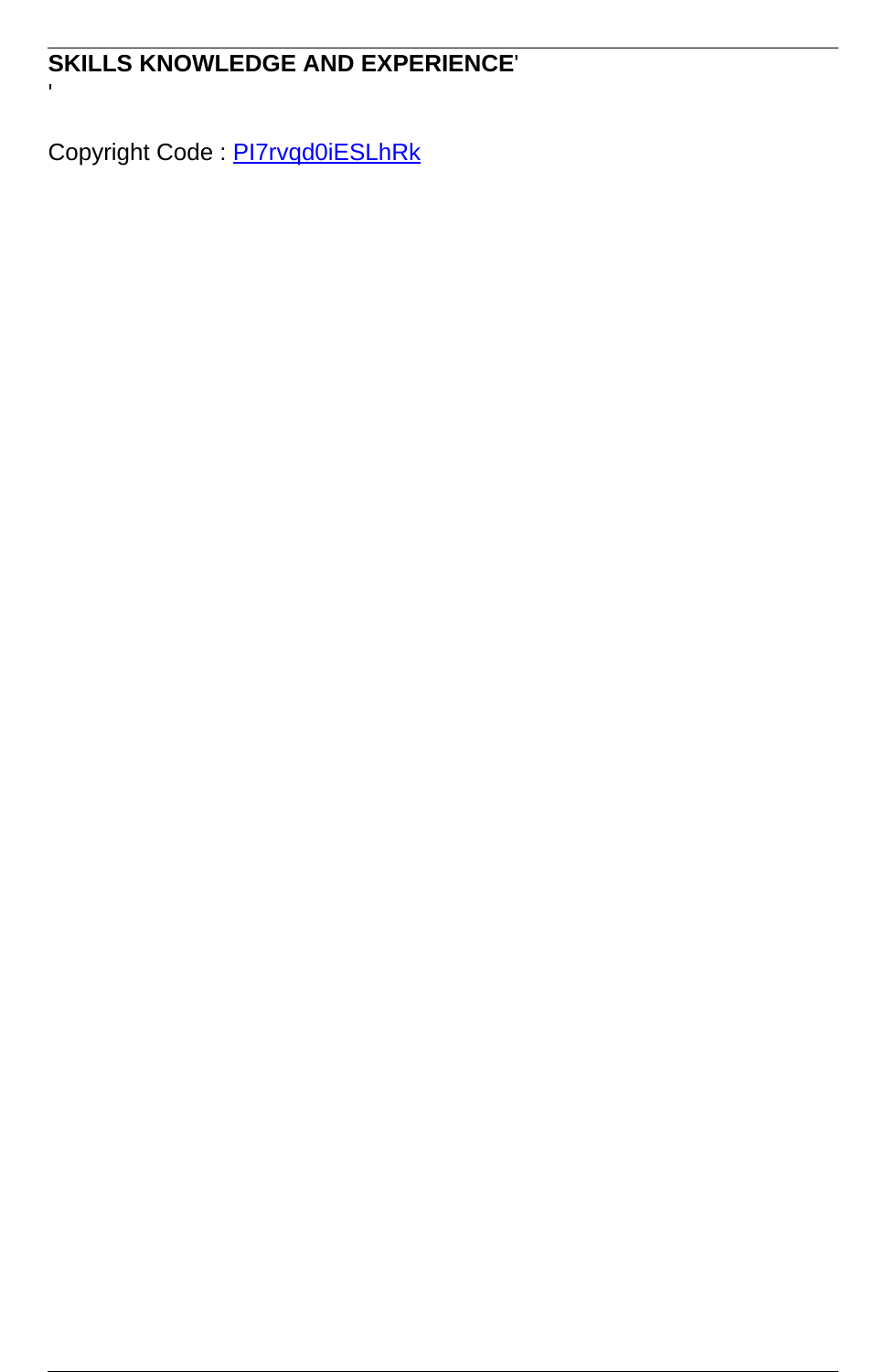**SKILLS KNOWLEDGE AND EXPERIENCE**'
'

Copyright Code : PI7rvqd0iESLhRk